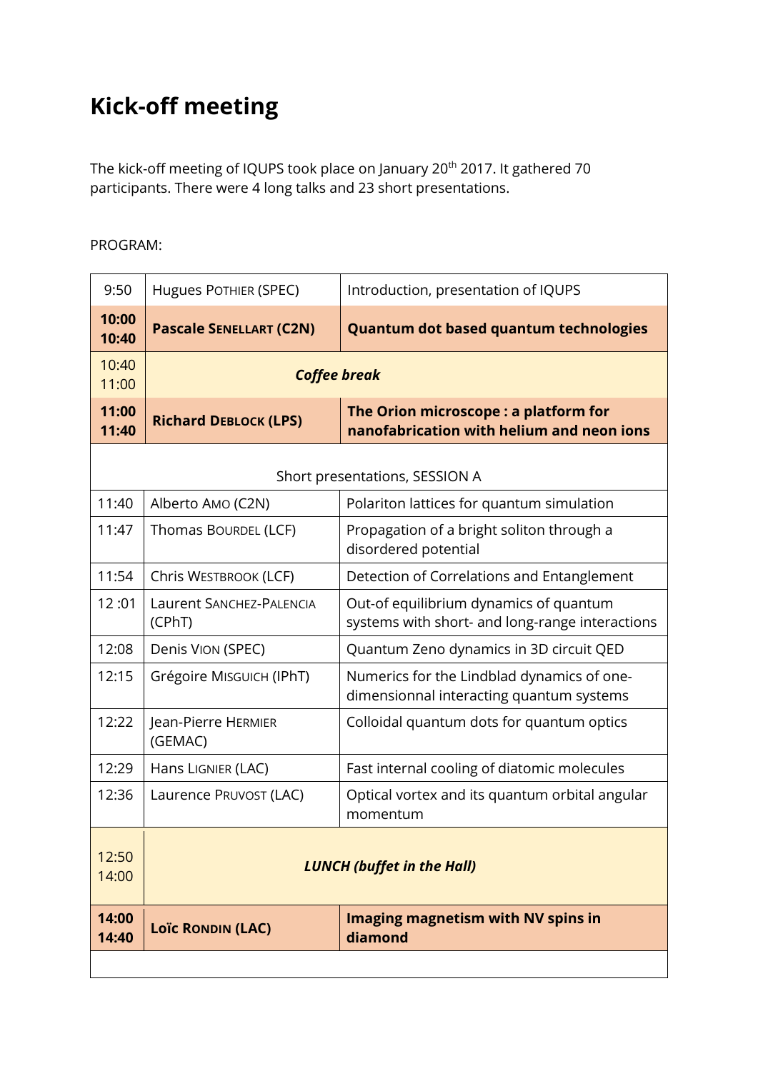# Kick-off meeting

The kick-off meeting of IQUPS took place on January 20th 2017. It gathered 70 participants. There were 4 long talks and 23 short presentations.

PROGRAM:

| | | |
|---|---|---|
| 9:50 | Hugues POTHIER (SPEC) | Introduction, presentation of IQUPS |
| **10:00 10:40** | **Pascale SENELLART (C2N)** | **Quantum dot based quantum technologies** |
| 10:40 11:00 | ***Coffee break*** | |
| **11:00 11:40** | **Richard DEBLOCK (LPS)** | **The Orion microscope : a platform for nanofabrication with helium and neon ions** |
| | Short presentations, SESSION A | |
| 11:40 | Alberto AMO (C2N) | Polariton lattices for quantum simulation |
| 11:47 | Thomas BOURDEL (LCF) | Propagation of a bright soliton through a disordered potential |
| 11:54 | Chris WESTBROOK (LCF) | Detection of Correlations and Entanglement |
| 12 :01 | Laurent SANCHEZ-PALENCIA (CPhT) | Out-of equilibrium dynamics of quantum systems with short- and long-range interactions |
| 12:08 | Denis VION (SPEC) | Quantum Zeno dynamics in 3D circuit QED |
| 12:15 | Grégoire MISGUICH (IPhT) | Numerics for the Lindblad dynamics of one-dimensionnal interacting quantum systems |
| 12:22 | Jean-Pierre HERMIER (GEMAC) | Colloidal quantum dots for quantum optics |
| 12:29 | Hans LIGNIER (LAC) | Fast internal cooling of diatomic molecules |
| 12:36 | Laurence PRUVOST (LAC) | Optical vortex and its quantum orbital angular momentum |
| 12:50 14:00 | ***LUNCH (buffet in the Hall)*** | |
| **14:00 14:40** | **Loïc RONDIN (LAC)** | **Imaging magnetism with NV spins in diamond** |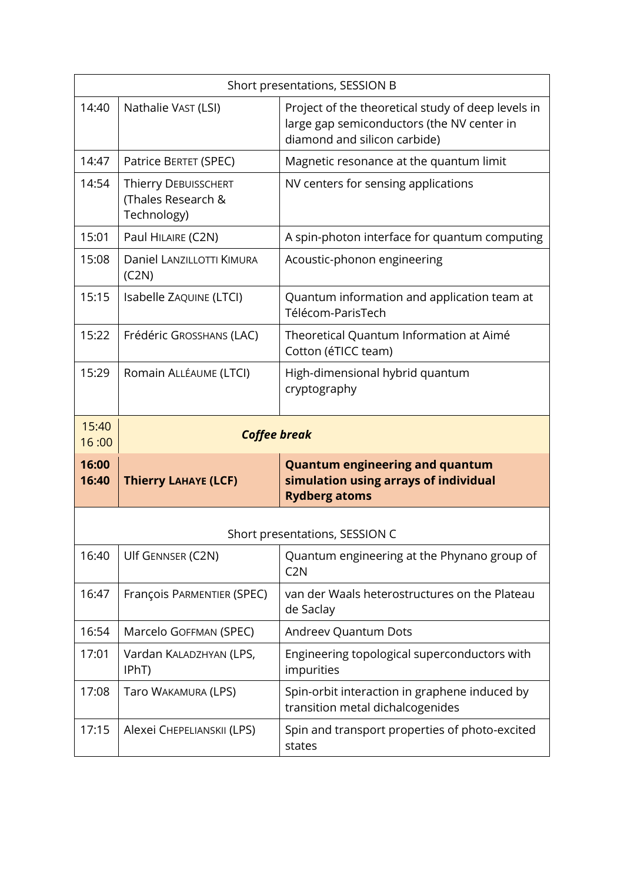| | | |
|---|---|---|
| Short presentations, SESSION B | | |
| 14:40 | Nathalie VAST (LSI) | Project of the theoretical study of deep levels in large gap semiconductors (the NV center in diamond and silicon carbide) |
| 14:47 | Patrice BERTET (SPEC) | Magnetic resonance at the quantum limit |
| 14:54 | Thierry DEBUISSCHERT (Thales Research & Technology) | NV centers for sensing applications |
| 15:01 | Paul HILAIRE (C2N) | A spin-photon interface for quantum computing |
| 15:08 | Daniel LANZILLOTTI KIMURA (C2N) | Acoustic-phonon engineering |
| 15:15 | Isabelle ZAQUINE (LTCI) | Quantum information and application team at Télécom-ParisTech |
| 15:22 | Frédéric GROSSHANS (LAC) | Theoretical Quantum Information at Aimé Cotton (éTICC team) |
| 15:29 | Romain ALLÉAUME (LTCI) | High-dimensional hybrid quantum cryptography |
| 15:40 16 :00 | ***Coffee break*** | |
| **16:00 16:40** | **Thierry LAHAYE (LCF)** | **Quantum engineering and quantum simulation using arrays of individual Rydberg atoms** |
| Short presentations, SESSION C | | |
| 16:40 | Ulf GENNSER (C2N) | Quantum engineering at the Phynano group of C2N |
| 16:47 | François PARMENTIER (SPEC) | van der Waals heterostructures on the Plateau de Saclay |
| 16:54 | Marcelo GOFFMAN (SPEC) | Andreev Quantum Dots |
| 17:01 | Vardan KALADZHYAN (LPS, IPhT) | Engineering topological superconductors with impurities |
| 17:08 | Taro WAKAMURA (LPS) | Spin-orbit interaction in graphene induced by transition metal dichalcogenides |
| 17:15 | Alexei CHEPELIANSKII (LPS) | Spin and transport properties of photo-excited states |